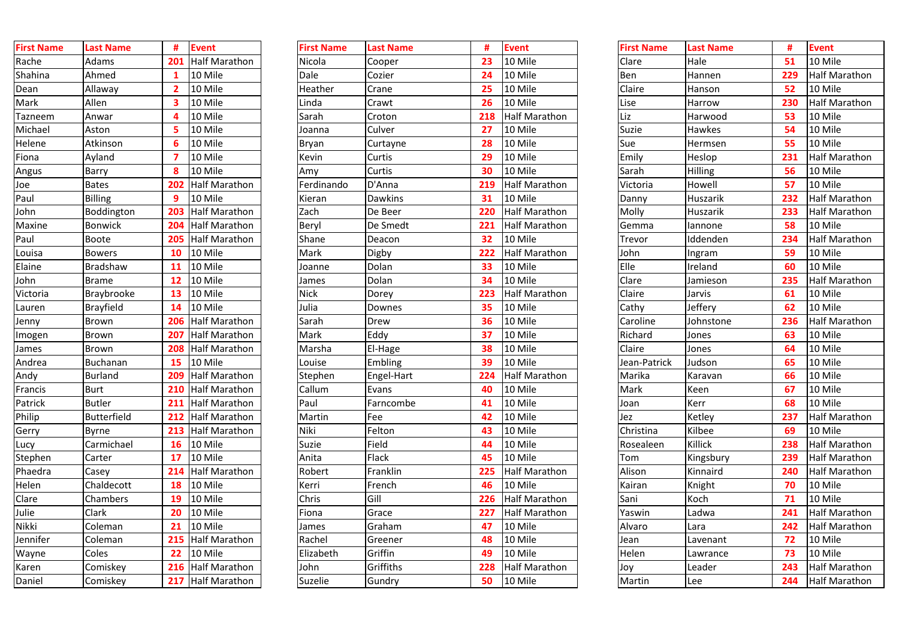| First Name | Last Name | # | Event |
|---|---|---|---|
| Rache | Adams | 201 | Half Marathon |
| Shahina | Ahmed | 1 | 10 Mile |
| Dean | Allaway | 2 | 10 Mile |
| Mark | Allen | 3 | 10 Mile |
| Tazneem | Anwar | 4 | 10 Mile |
| Michael | Aston | 5 | 10 Mile |
| Helene | Atkinson | 6 | 10 Mile |
| Fiona | Ayland | 7 | 10 Mile |
| Angus | Barry | 8 | 10 Mile |
| Joe | Bates | 202 | Half Marathon |
| Paul | Billing | 9 | 10 Mile |
| John | Boddington | 203 | Half Marathon |
| Maxine | Bonwick | 204 | Half Marathon |
| Paul | Boote | 205 | Half Marathon |
| Louisa | Bowers | 10 | 10 Mile |
| Elaine | Bradshaw | 11 | 10 Mile |
| John | Brame | 12 | 10 Mile |
| Victoria | Braybrooke | 13 | 10 Mile |
| Lauren | Brayfield | 14 | 10 Mile |
| Jenny | Brown | 206 | Half Marathon |
| Imogen | Brown | 207 | Half Marathon |
| James | Brown | 208 | Half Marathon |
| Andrea | Buchanan | 15 | 10 Mile |
| Andy | Burland | 209 | Half Marathon |
| Francis | Burt | 210 | Half Marathon |
| Patrick | Butler | 211 | Half Marathon |
| Philip | Butterfield | 212 | Half Marathon |
| Gerry | Byrne | 213 | Half Marathon |
| Lucy | Carmichael | 16 | 10 Mile |
| Stephen | Carter | 17 | 10 Mile |
| Phaedra | Casey | 214 | Half Marathon |
| Helen | Chaldecott | 18 | 10 Mile |
| Clare | Chambers | 19 | 10 Mile |
| Julie | Clark | 20 | 10 Mile |
| Nikki | Coleman | 21 | 10 Mile |
| Jennifer | Coleman | 215 | Half Marathon |
| Wayne | Coles | 22 | 10 Mile |
| Karen | Comiskey | 216 | Half Marathon |
| Daniel | Comiskey | 217 | Half Marathon |

| First Name | Last Name | # | Event |
|---|---|---|---|
| Nicola | Cooper | 23 | 10 Mile |
| Dale | Cozier | 24 | 10 Mile |
| Heather | Crane | 25 | 10 Mile |
| Linda | Crawt | 26 | 10 Mile |
| Sarah | Croton | 218 | Half Marathon |
| Joanna | Culver | 27 | 10 Mile |
| Bryan | Curtayne | 28 | 10 Mile |
| Kevin | Curtis | 29 | 10 Mile |
| Amy | Curtis | 30 | 10 Mile |
| Ferdinando | D'Anna | 219 | Half Marathon |
| Kieran | Dawkins | 31 | 10 Mile |
| Zach | De Beer | 220 | Half Marathon |
| Beryl | De Smedt | 221 | Half Marathon |
| Shane | Deacon | 32 | 10 Mile |
| Mark | Digby | 222 | Half Marathon |
| Joanne | Dolan | 33 | 10 Mile |
| James | Dolan | 34 | 10 Mile |
| Nick | Dorey | 223 | Half Marathon |
| Julia | Downes | 35 | 10 Mile |
| Sarah | Drew | 36 | 10 Mile |
| Mark | Eddy | 37 | 10 Mile |
| Marsha | El-Hage | 38 | 10 Mile |
| Louise | Embling | 39 | 10 Mile |
| Stephen | Engel-Hart | 224 | Half Marathon |
| Callum | Evans | 40 | 10 Mile |
| Paul | Farncombe | 41 | 10 Mile |
| Martin | Fee | 42 | 10 Mile |
| Niki | Felton | 43 | 10 Mile |
| Suzie | Field | 44 | 10 Mile |
| Anita | Flack | 45 | 10 Mile |
| Robert | Franklin | 225 | Half Marathon |
| Kerri | French | 46 | 10 Mile |
| Chris | Gill | 226 | Half Marathon |
| Fiona | Grace | 227 | Half Marathon |
| James | Graham | 47 | 10 Mile |
| Rachel | Greener | 48 | 10 Mile |
| Elizabeth | Griffin | 49 | 10 Mile |
| John | Griffiths | 228 | Half Marathon |
| Suzelie | Gundry | 50 | 10 Mile |

| First Name | Last Name | # | Event |
|---|---|---|---|
| Clare | Hale | 51 | 10 Mile |
| Ben | Hannen | 229 | Half Marathon |
| Claire | Hanson | 52 | 10 Mile |
| Lise | Harrow | 230 | Half Marathon |
| Liz | Harwood | 53 | 10 Mile |
| Suzie | Hawkes | 54 | 10 Mile |
| Sue | Hermsen | 55 | 10 Mile |
| Emily | Heslop | 231 | Half Marathon |
| Sarah | Hilling | 56 | 10 Mile |
| Victoria | Howell | 57 | 10 Mile |
| Danny | Huszarik | 232 | Half Marathon |
| Molly | Huszarik | 233 | Half Marathon |
| Gemma | Iannone | 58 | 10 Mile |
| Trevor | Iddenden | 234 | Half Marathon |
| John | Ingram | 59 | 10 Mile |
| Elle | Ireland | 60 | 10 Mile |
| Clare | Jamieson | 235 | Half Marathon |
| Claire | Jarvis | 61 | 10 Mile |
| Cathy | Jeffery | 62 | 10 Mile |
| Caroline | Johnstone | 236 | Half Marathon |
| Richard | Jones | 63 | 10 Mile |
| Claire | Jones | 64 | 10 Mile |
| Jean-Patrick | Judson | 65 | 10 Mile |
| Marika | Karavan | 66 | 10 Mile |
| Mark | Keen | 67 | 10 Mile |
| Joan | Kerr | 68 | 10 Mile |
| Jez | Ketley | 237 | Half Marathon |
| Christina | Kilbee | 69 | 10 Mile |
| Rosealeen | Killick | 238 | Half Marathon |
| Tom | Kingsbury | 239 | Half Marathon |
| Alison | Kinnaird | 240 | Half Marathon |
| Kairan | Knight | 70 | 10 Mile |
| Sani | Koch | 71 | 10 Mile |
| Yaswin | Ladwa | 241 | Half Marathon |
| Alvaro | Lara | 242 | Half Marathon |
| Jean | Lavenant | 72 | 10 Mile |
| Helen | Lawrance | 73 | 10 Mile |
| Joy | Leader | 243 | Half Marathon |
| Martin | Lee | 244 | Half Marathon |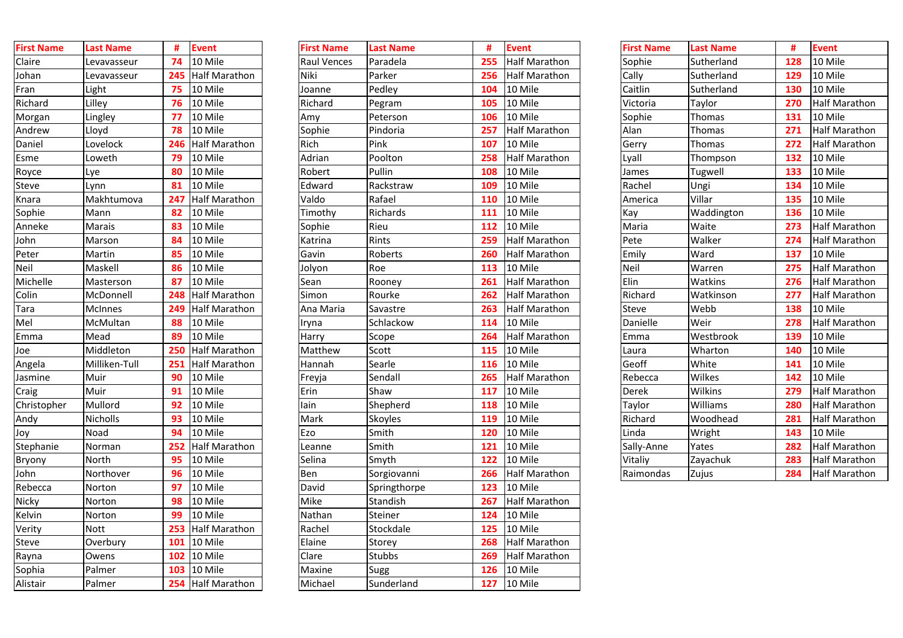| First Name | Last Name | # | Event |
|---|---|---|---|
| Claire | Levavasseur | 74 | 10 Mile |
| Johan | Levavasseur | 245 | Half Marathon |
| Fran | Light | 75 | 10 Mile |
| Richard | Lilley | 76 | 10 Mile |
| Morgan | Lingley | 77 | 10 Mile |
| Andrew | Lloyd | 78 | 10 Mile |
| Daniel | Lovelock | 246 | Half Marathon |
| Esme | Loweth | 79 | 10 Mile |
| Royce | Lye | 80 | 10 Mile |
| Steve | Lynn | 81 | 10 Mile |
| Knara | Makhtumova | 247 | Half Marathon |
| Sophie | Mann | 82 | 10 Mile |
| Anneke | Marais | 83 | 10 Mile |
| John | Marson | 84 | 10 Mile |
| Peter | Martin | 85 | 10 Mile |
| Neil | Maskell | 86 | 10 Mile |
| Michelle | Masterson | 87 | 10 Mile |
| Colin | McDonnell | 248 | Half Marathon |
| Tara | McInnes | 249 | Half Marathon |
| Mel | McMultan | 88 | 10 Mile |
| Emma | Mead | 89 | 10 Mile |
| Joe | Middleton | 250 | Half Marathon |
| Angela | Milliken-Tull | 251 | Half Marathon |
| Jasmine | Muir | 90 | 10 Mile |
| Craig | Muir | 91 | 10 Mile |
| Christopher | Mullord | 92 | 10 Mile |
| Andy | Nicholls | 93 | 10 Mile |
| Joy | Noad | 94 | 10 Mile |
| Stephanie | Norman | 252 | Half Marathon |
| Bryony | North | 95 | 10 Mile |
| John | Northover | 96 | 10 Mile |
| Rebecca | Norton | 97 | 10 Mile |
| Nicky | Norton | 98 | 10 Mile |
| Kelvin | Norton | 99 | 10 Mile |
| Verity | Nott | 253 | Half Marathon |
| Steve | Overbury | 101 | 10 Mile |
| Rayna | Owens | 102 | 10 Mile |
| Sophia | Palmer | 103 | 10 Mile |
| Alistair | Palmer | 254 | Half Marathon |
| Raul Vences | Paradela | 255 | Half Marathon |
| Niki | Parker | 256 | Half Marathon |
| Joanne | Pedley | 104 | 10 Mile |
| Richard | Pegram | 105 | 10 Mile |
| Amy | Peterson | 106 | 10 Mile |
| Sophie | Pindoria | 257 | Half Marathon |
| Rich | Pink | 107 | 10 Mile |
| Adrian | Poolton | 258 | Half Marathon |
| Robert | Pullin | 108 | 10 Mile |
| Edward | Rackstraw | 109 | 10 Mile |
| Valdo | Rafael | 110 | 10 Mile |
| Timothy | Richards | 111 | 10 Mile |
| Sophie | Rieu | 112 | 10 Mile |
| Katrina | Rints | 259 | Half Marathon |
| Gavin | Roberts | 260 | Half Marathon |
| Jolyon | Roe | 113 | 10 Mile |
| Sean | Rooney | 261 | Half Marathon |
| Simon | Rourke | 262 | Half Marathon |
| Ana Maria | Savastre | 263 | Half Marathon |
| Iryna | Schlackow | 114 | 10 Mile |
| Harry | Scope | 264 | Half Marathon |
| Matthew | Scott | 115 | 10 Mile |
| Hannah | Searle | 116 | 10 Mile |
| Freyja | Sendall | 265 | Half Marathon |
| Erin | Shaw | 117 | 10 Mile |
| Iain | Shepherd | 118 | 10 Mile |
| Mark | Skoyles | 119 | 10 Mile |
| Ezo | Smith | 120 | 10 Mile |
| Leanne | Smith | 121 | 10 Mile |
| Selina | Smyth | 122 | 10 Mile |
| Ben | Sorgiovanni | 266 | Half Marathon |
| David | Springthorpe | 123 | 10 Mile |
| Mike | Standish | 267 | Half Marathon |
| Nathan | Steiner | 124 | 10 Mile |
| Rachel | Stockdale | 125 | 10 Mile |
| Elaine | Storey | 268 | Half Marathon |
| Clare | Stubbs | 269 | Half Marathon |
| Maxine | Sugg | 126 | 10 Mile |
| Michael | Sunderland | 127 | 10 Mile |
| Sophie | Sutherland | 128 | 10 Mile |
| Cally | Sutherland | 129 | 10 Mile |
| Caitlin | Sutherland | 130 | 10 Mile |
| Victoria | Taylor | 270 | Half Marathon |
| Sophie | Thomas | 131 | 10 Mile |
| Alan | Thomas | 271 | Half Marathon |
| Gerry | Thomas | 272 | Half Marathon |
| Lyall | Thompson | 132 | 10 Mile |
| James | Tugwell | 133 | 10 Mile |
| Rachel | Ungi | 134 | 10 Mile |
| America | Villar | 135 | 10 Mile |
| Kay | Waddington | 136 | 10 Mile |
| Maria | Waite | 273 | Half Marathon |
| Pete | Walker | 274 | Half Marathon |
| Emily | Ward | 137 | 10 Mile |
| Neil | Warren | 275 | Half Marathon |
| Elin | Watkins | 276 | Half Marathon |
| Richard | Watkinson | 277 | Half Marathon |
| Steve | Webb | 138 | 10 Mile |
| Danielle | Weir | 278 | Half Marathon |
| Emma | Westbrook | 139 | 10 Mile |
| Laura | Wharton | 140 | 10 Mile |
| Geoff | White | 141 | 10 Mile |
| Rebecca | Wilkes | 142 | 10 Mile |
| Derek | Wilkins | 279 | Half Marathon |
| Taylor | Williams | 280 | Half Marathon |
| Richard | Woodhead | 281 | Half Marathon |
| Linda | Wright | 143 | 10 Mile |
| Sally-Anne | Yates | 282 | Half Marathon |
| Vitaliy | Zayachuk | 283 | Half Marathon |
| Raimondas | Zujus | 284 | Half Marathon |